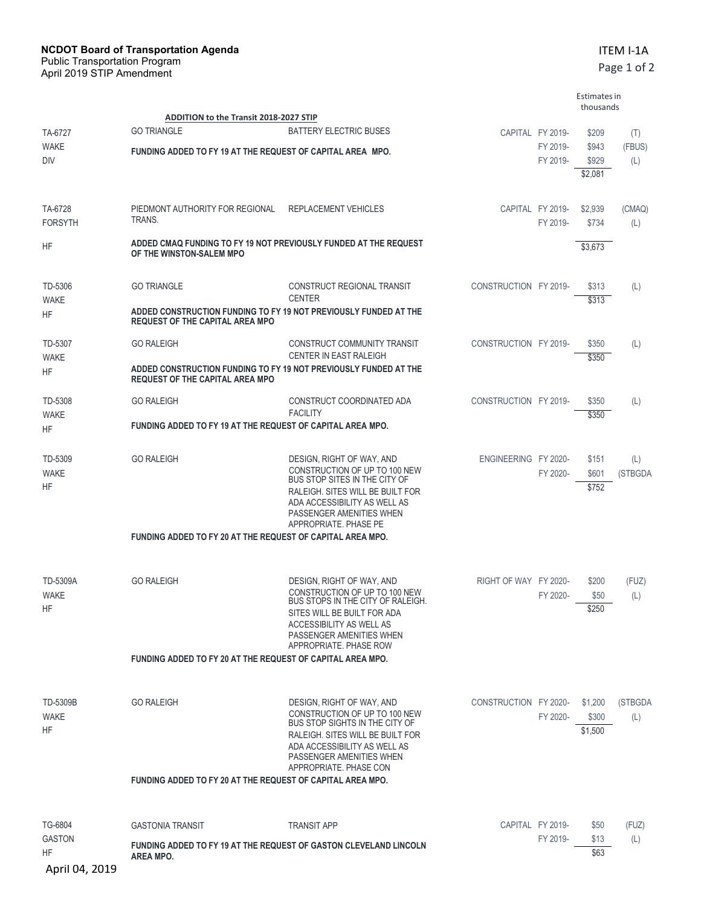**NCDOT Board of Transportation Agenda**
Public Transportation Program
April 2019 STIP Amendment

ITEM I-1A

Estimates in thousands

**ADDITION to the Transit 2018-2027 STIP**

| ID / County / Category | Agency | Description | Phase | FY | Amount | Fund |
|---|---|---|---|---|---|---|
| TA-6727 | GO TRIANGLE | BATTERY ELECTRIC BUSES | CAPITAL | FY 2019- | $209 | (T) |
| WAKE | **FUNDING ADDED TO FY 19 AT THE REQUEST OF CAPITAL AREA MPO.** | | | FY 2019- | $943 | (FBUS) |
| DIV | | | | FY 2019- | $929 | (L) |
| | | | | | $2,081 | |
| TA-6728 | PIEDMONT AUTHORITY FOR REGIONAL TRANS. | REPLACEMENT VEHICLES | CAPITAL | FY 2019- | $2,939 | (CMAQ) |
| FORSYTH | | | | FY 2019- | $734 | (L) |
| HF | **ADDED CMAQ FUNDING TO FY 19 NOT PREVIOUSLY FUNDED AT THE REQUEST OF THE WINSTON-SALEM MPO** | | | | $3,673 | |
| TD-5306 | GO TRIANGLE | CONSTRUCT REGIONAL TRANSIT CENTER | CONSTRUCTION | FY 2019- | $313 | (L) |
| WAKE | | | | | $313 | |
| HF | **ADDED CONSTRUCTION FUNDING TO FY 19 NOT PREVIOUSLY FUNDED AT THE REQUEST OF THE CAPITAL AREA MPO** | | | | | |
| TD-5307 | GO RALEIGH | CONSTRUCT COMMUNITY TRANSIT CENTER IN EAST RALEIGH | CONSTRUCTION | FY 2019- | $350 | (L) |
| WAKE | | | | | $350 | |
| HF | **ADDED CONSTRUCTION FUNDING TO FY 19 NOT PREVIOUSLY FUNDED AT THE REQUEST OF THE CAPITAL AREA MPO** | | | | | |
| TD-5308 | GO RALEIGH | CONSTRUCT COORDINATED ADA FACILITY | CONSTRUCTION | FY 2019- | $350 | (L) |
| WAKE | | | | | $350 | |
| HF | **FUNDING ADDED TO FY 19 AT THE REQUEST OF CAPITAL AREA MPO.** | | | | | |
| TD-5309 | GO RALEIGH | DESIGN, RIGHT OF WAY, AND CONSTRUCTION OF UP TO 100 NEW BUS STOP SITES IN THE CITY OF RALEIGH. SITES WILL BE BUILT FOR ADA ACCESSIBILITY AS WELL AS PASSENGER AMENITIES WHEN APPROPRIATE. PHASE PE | ENGINEERING | FY 2020- | $151 | (L) |
| WAKE | | | | FY 2020- | $601 | (STBGDA |
| HF | **FUNDING ADDED TO FY 20 AT THE REQUEST OF CAPITAL AREA MPO.** | | | | $752 | |
| TD-5309A | GO RALEIGH | DESIGN, RIGHT OF WAY, AND CONSTRUCTION OF UP TO 100 NEW BUS STOPS IN THE CITY OF RALEIGH. SITES WILL BE BUILT FOR ADA ACCESSIBILITY AS WELL AS PASSENGER AMENITIES WHEN APPROPRIATE. PHASE ROW | RIGHT OF WAY | FY 2020- | $200 | (FUZ) |
| WAKE | | | | FY 2020- | $50 | (L) |
| HF | **FUNDING ADDED TO FY 20 AT THE REQUEST OF CAPITAL AREA MPO.** | | | | $250 | |
| TD-5309B | GO RALEIGH | DESIGN, RIGHT OF WAY, AND CONSTRUCTION OF UP TO 100 NEW BUS STOP SIGHTS IN THE CITY OF RALEIGH. SITES WILL BE BUILT FOR ADA ACCESSIBILITY AS WELL AS PASSENGER AMENITIES WHEN APPROPRIATE. PHASE CON | CONSTRUCTION | FY 2020- | $1,200 | (STBGDA |
| WAKE | | | | FY 2020- | $300 | (L) |
| HF | **FUNDING ADDED TO FY 20 AT THE REQUEST OF CAPITAL AREA MPO.** | | | | $1,500 | |
| TG-6804 | GASTONIA TRANSIT | TRANSIT APP | CAPITAL | FY 2019- | $50 | (FUZ) |
| GASTON | **FUNDING ADDED TO FY 19 AT THE REQUEST OF GASTON CLEVELAND LINCOLN AREA MPO.** | | | FY 2019- | $13 | (L) |
| HF | | | | | $63 | |

April 04, 2019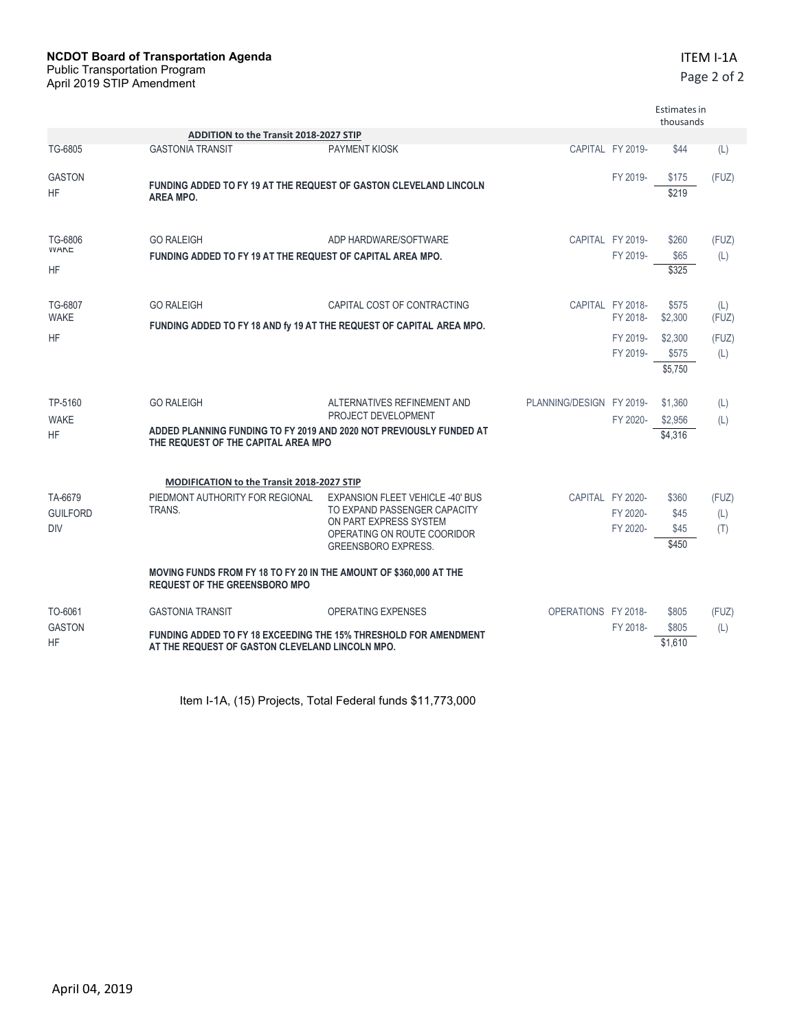**NCDOT Board of Transportation Agenda**
Public Transportation Program
April 2019 STIP Amendment

ITEM I-1A

Estimates in thousands

**ADDITION to the Transit 2018-2027 STIP**

| | | | | | | |
|---|---|---|---|---|---|---|
| TG-6805<br>GASTON<br>HF | GASTONIA TRANSIT | PAYMENT KIOSK | CAPITAL | FY 2019- | $44 | (L) |
| | **FUNDING ADDED TO FY 19 AT THE REQUEST OF GASTON CLEVELAND LINCOLN AREA MPO.** | | | FY 2019- | $175 | (FUZ) |
| | | | | | $219 | |
| TG-6806<br>WAKE<br>HF | GO RALEIGH | ADP HARDWARE/SOFTWARE | CAPITAL | FY 2019- | $260 | (FUZ) |
| | **FUNDING ADDED TO FY 19 AT THE REQUEST OF CAPITAL AREA MPO.** | | | FY 2019- | $65 | (L) |
| | | | | | $325 | |
| TG-6807<br>WAKE<br>HF | GO RALEIGH | CAPITAL COST OF CONTRACTING | CAPITAL | FY 2018- | $575 | (L) |
| | **FUNDING ADDED TO FY 18 AND fy 19 AT THE REQUEST OF CAPITAL AREA MPO.** | | | FY 2018- | $2,300 | (FUZ) |
| | | | | FY 2019- | $2,300 | (FUZ) |
| | | | | FY 2019- | $575 | (L) |
| | | | | | $5,750 | |
| TP-5160<br>WAKE<br>HF | GO RALEIGH | ALTERNATIVES REFINEMENT AND PROJECT DEVELOPMENT | PLANNING/DESIGN | FY 2019- | $1,360 | (L) |
| | **ADDED PLANNING FUNDING TO FY 2019 AND 2020 NOT PREVIOUSLY FUNDED AT THE REQUEST OF THE CAPITAL AREA MPO** | | | FY 2020- | $2,956 | (L) |
| | | | | | $4,316 | |

**MODIFICATION to the Transit 2018-2027 STIP**

| | | | | | | |
|---|---|---|---|---|---|---|
| TA-6679<br>GUILFORD<br>DIV | PIEDMONT AUTHORITY FOR REGIONAL TRANS. | EXPANSION FLEET VEHICLE -40' BUS TO EXPAND PASSENGER CAPACITY ON PART EXPRESS SYSTEM OPERATING ON ROUTE COORIDOR GREENSBORO EXPRESS. | CAPITAL | FY 2020- | $360 | (FUZ) |
| | | | | FY 2020- | $45 | (L) |
| | | | | FY 2020- | $45 | (T) |
| | | | | | $450 | |
| | **MOVING FUNDS FROM FY 18 TO FY 20 IN THE AMOUNT OF $360,000 AT THE REQUEST OF THE GREENSBORO MPO** | | | | | |
| TO-6061<br>GASTON<br>HF | GASTONIA TRANSIT | OPERATING EXPENSES | OPERATIONS | FY 2018- | $805 | (FUZ) |
| | **FUNDING ADDED TO FY 18 EXCEEDING THE 15% THRESHOLD FOR AMENDMENT AT THE REQUEST OF GASTON CLEVELAND LINCOLN MPO.** | | | FY 2018- | $805 | (L) |
| | | | | | $1,610 | |

Item I-1A, (15) Projects, Total Federal funds $11,773,000

April 04, 2019